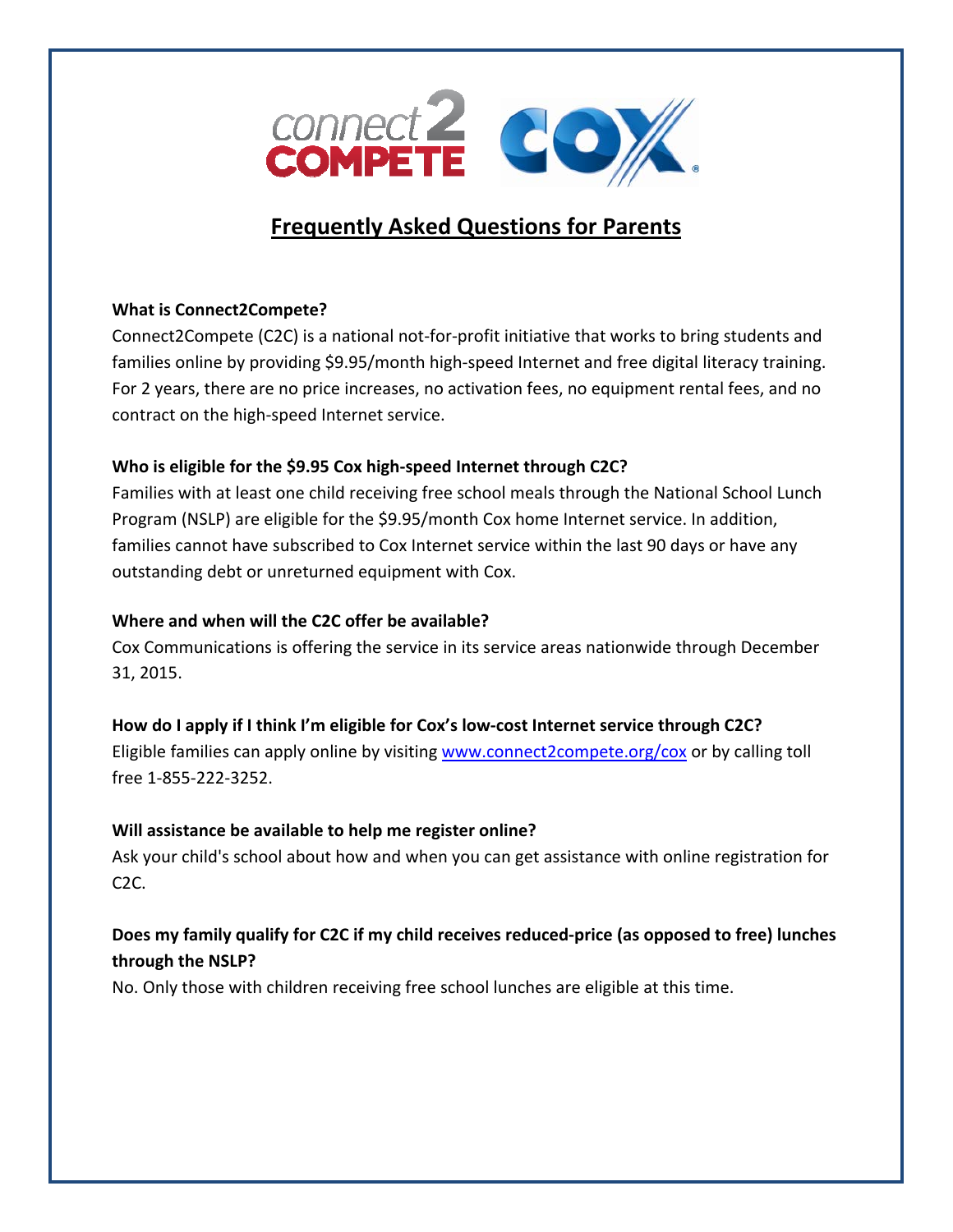# Frequently Asked Questions for Parents

**What is Connect2Compete?**

Connect2Compete (C2C) is a national not-for-profit initiative that works to bring students and families online by providing $9.95/month high-speed Internet and free digital literacy training. For 2 years, there are no price increases, no activation fees, no equipment rental fees, and no contract on the high-speed Internet service.

**Who is eligible for the $9.95 Cox high-speed Internet through C2C?**

Families with at least one child receiving free school meals through the National School Lunch Program (NSLP) are eligible for the $9.95/month Cox home Internet service. In addition, families cannot have subscribed to Cox Internet service within the last 90 days or have any outstanding debt or unreturned equipment with Cox.

**Where and when will the C2C offer be available?**

Cox Communications is offering the service in its service areas nationwide through December 31, 2015.

**How do I apply if I think I'm eligible for Cox's low-cost Internet service through C2C?**

Eligible families can apply online by visiting [www.connect2compete.org/cox](www.connect2compete.org/cox) or by calling toll free 1-855-222-3252.

**Will assistance be available to help me register online?**

Ask your child's school about how and when you can get assistance with online registration for C2C.

**Does my family qualify for C2C if my child receives reduced-price (as opposed to free) lunches through the NSLP?**

No. Only those with children receiving free school lunches are eligible at this time.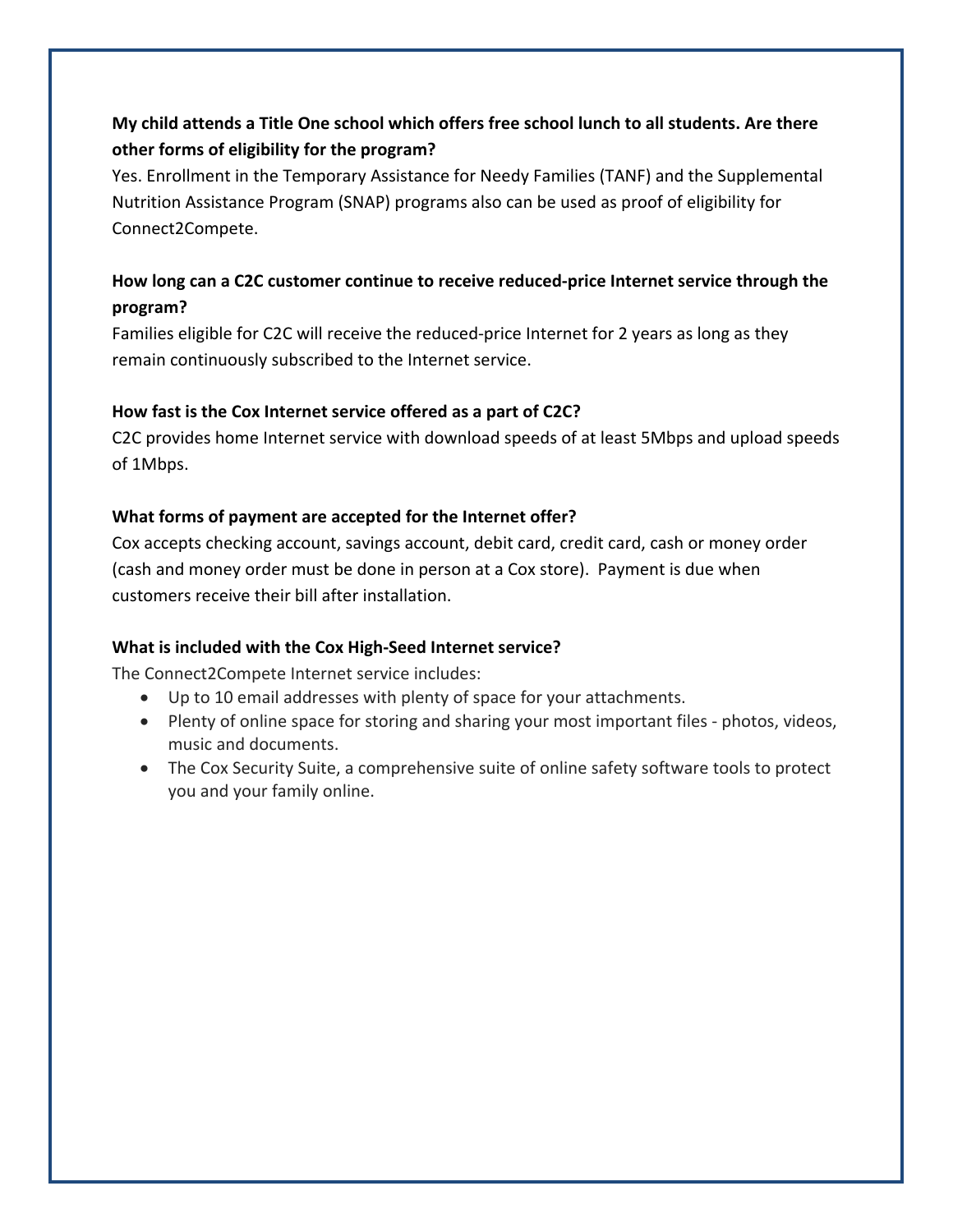**My child attends a Title One school which offers free school lunch to all students. Are there other forms of eligibility for the program?**

Yes. Enrollment in the Temporary Assistance for Needy Families (TANF) and the Supplemental Nutrition Assistance Program (SNAP) programs also can be used as proof of eligibility for Connect2Compete.

**How long can a C2C customer continue to receive reduced-price Internet service through the program?**

Families eligible for C2C will receive the reduced-price Internet for 2 years as long as they remain continuously subscribed to the Internet service.

**How fast is the Cox Internet service offered as a part of C2C?**

C2C provides home Internet service with download speeds of at least 5Mbps and upload speeds of 1Mbps.

**What forms of payment are accepted for the Internet offer?**

Cox accepts checking account, savings account, debit card, credit card, cash or money order (cash and money order must be done in person at a Cox store). Payment is due when customers receive their bill after installation.

**What is included with the Cox High-Seed Internet service?**

The Connect2Compete Internet service includes:

- Up to 10 email addresses with plenty of space for your attachments.
- Plenty of online space for storing and sharing your most important files - photos, videos, music and documents.
- The Cox Security Suite, a comprehensive suite of online safety software tools to protect you and your family online.